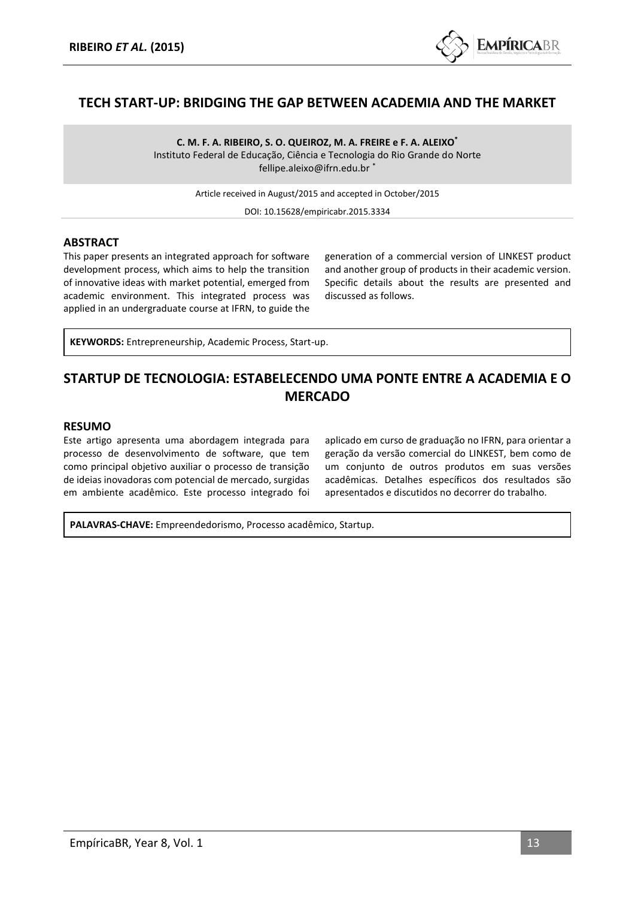# TECH START-UP: BRIDGING THE GAP BETWEEN ACADEMIA AND THE MARKET

**C. M. F. A. RIBEIRO, S. O. QUEIROZ, M. A. FREIRE e F. A. ALEIXO***
Instituto Federal de Educação, Ciência e Tecnologia do Rio Grande do Norte
fellipe.aleixo@ifrn.edu.br *

Article received in August/2015 and accepted in October/2015

DOI: 10.15628/empiricabr.2015.3334

## ABSTRACT

This paper presents an integrated approach for software development process, which aims to help the transition of innovative ideas with market potential, emerged from academic environment. This integrated process was applied in an undergraduate course at IFRN, to guide the generation of a commercial version of LINKEST product and another group of products in their academic version. Specific details about the results are presented and discussed as follows.

**KEYWORDS:** Entrepreneurship, Academic Process, Start-up.

# STARTUP DE TECNOLOGIA: ESTABELECENDO UMA PONTE ENTRE A ACADEMIA E O MERCADO

## RESUMO

Este artigo apresenta uma abordagem integrada para processo de desenvolvimento de software, que tem como principal objetivo auxiliar o processo de transição de ideias inovadoras com potencial de mercado, surgidas em ambiente acadêmico. Este processo integrado foi aplicado em curso de graduação no IFRN, para orientar a geração da versão comercial do LINKEST, bem como de um conjunto de outros produtos em suas versões acadêmicas. Detalhes específicos dos resultados são apresentados e discutidos no decorrer do trabalho.

**PALAVRAS-CHAVE:** Empreendedorismo, Processo acadêmico, Startup.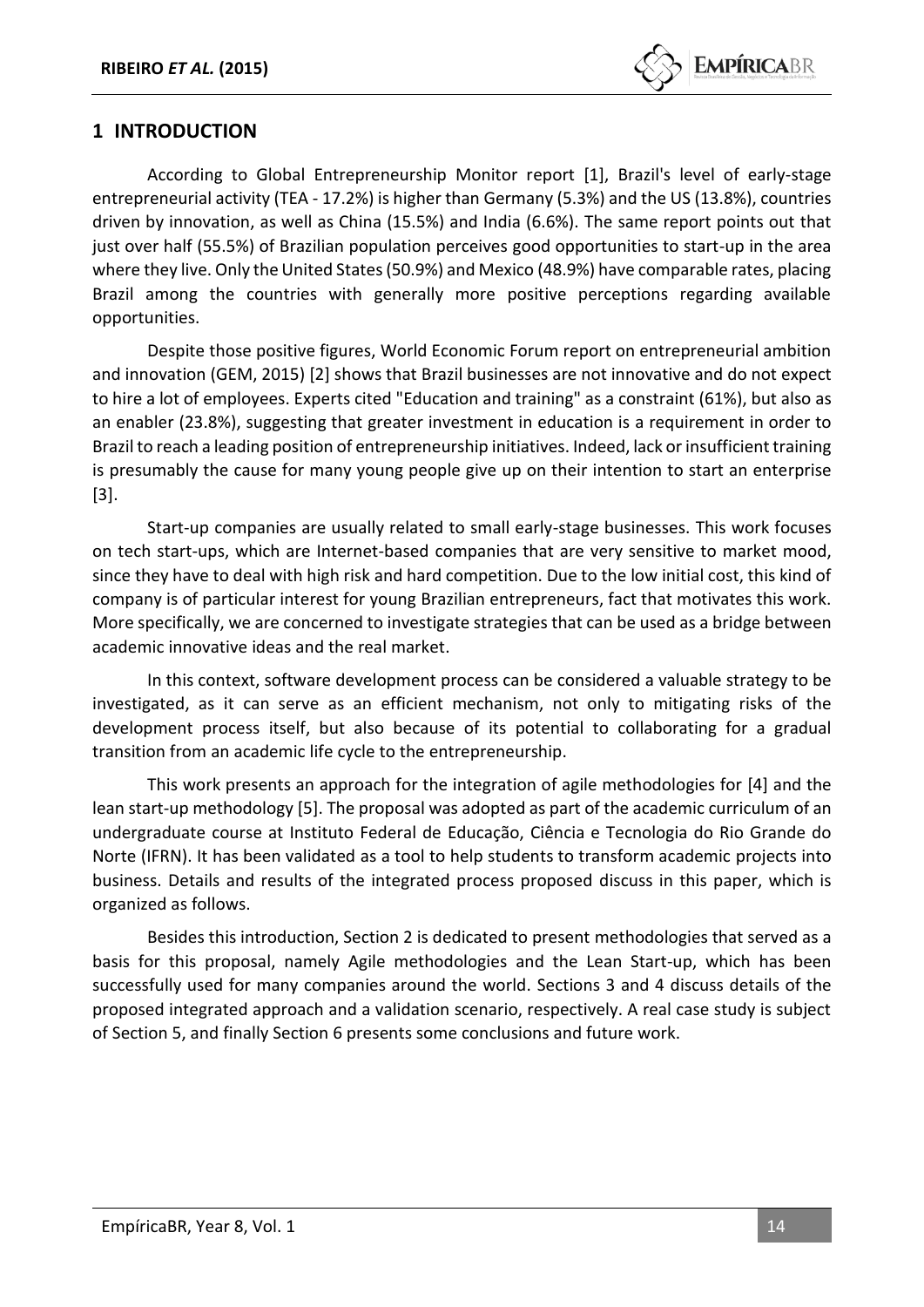## 1 INTRODUCTION

According to Global Entrepreneurship Monitor report [1], Brazil's level of early-stage entrepreneurial activity (TEA - 17.2%) is higher than Germany (5.3%) and the US (13.8%), countries driven by innovation, as well as China (15.5%) and India (6.6%). The same report points out that just over half (55.5%) of Brazilian population perceives good opportunities to start-up in the area where they live. Only the United States (50.9%) and Mexico (48.9%) have comparable rates, placing Brazil among the countries with generally more positive perceptions regarding available opportunities.

Despite those positive figures, World Economic Forum report on entrepreneurial ambition and innovation (GEM, 2015) [2] shows that Brazil businesses are not innovative and do not expect to hire a lot of employees. Experts cited "Education and training" as a constraint (61%), but also as an enabler (23.8%), suggesting that greater investment in education is a requirement in order to Brazil to reach a leading position of entrepreneurship initiatives. Indeed, lack or insufficient training is presumably the cause for many young people give up on their intention to start an enterprise [3].

Start-up companies are usually related to small early-stage businesses. This work focuses on tech start-ups, which are Internet-based companies that are very sensitive to market mood, since they have to deal with high risk and hard competition. Due to the low initial cost, this kind of company is of particular interest for young Brazilian entrepreneurs, fact that motivates this work. More specifically, we are concerned to investigate strategies that can be used as a bridge between academic innovative ideas and the real market.

In this context, software development process can be considered a valuable strategy to be investigated, as it can serve as an efficient mechanism, not only to mitigating risks of the development process itself, but also because of its potential to collaborating for a gradual transition from an academic life cycle to the entrepreneurship.

This work presents an approach for the integration of agile methodologies for [4] and the lean start-up methodology [5]. The proposal was adopted as part of the academic curriculum of an undergraduate course at Instituto Federal de Educação, Ciência e Tecnologia do Rio Grande do Norte (IFRN). It has been validated as a tool to help students to transform academic projects into business. Details and results of the integrated process proposed discuss in this paper, which is organized as follows.

Besides this introduction, Section 2 is dedicated to present methodologies that served as a basis for this proposal, namely Agile methodologies and the Lean Start-up, which has been successfully used for many companies around the world. Sections 3 and 4 discuss details of the proposed integrated approach and a validation scenario, respectively. A real case study is subject of Section 5, and finally Section 6 presents some conclusions and future work.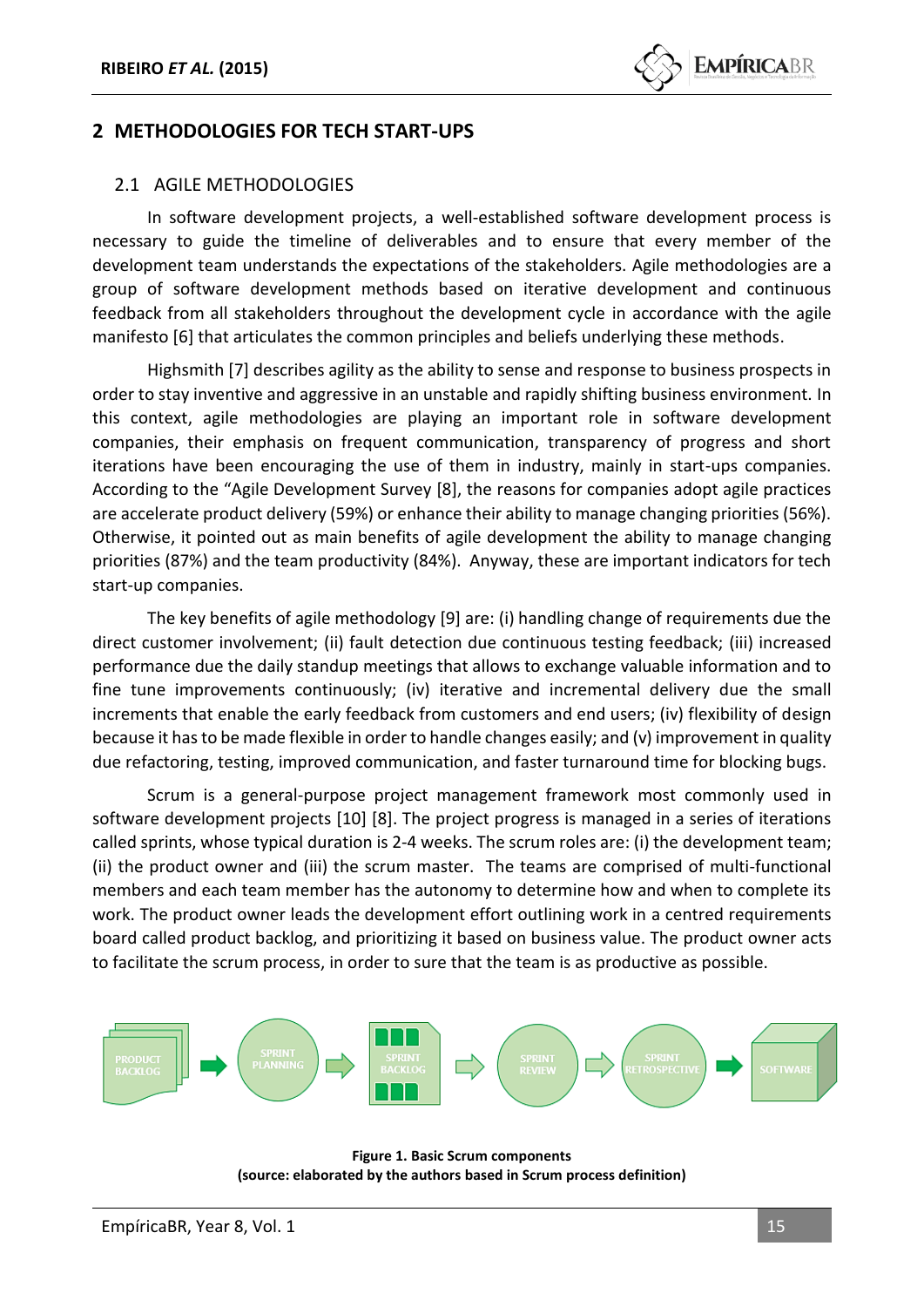## 2 METHODOLOGIES FOR TECH START-UPS

### 2.1 AGILE METHODOLOGIES

In software development projects, a well-established software development process is necessary to guide the timeline of deliverables and to ensure that every member of the development team understands the expectations of the stakeholders. Agile methodologies are a group of software development methods based on iterative development and continuous feedback from all stakeholders throughout the development cycle in accordance with the agile manifesto [6] that articulates the common principles and beliefs underlying these methods.

Highsmith [7] describes agility as the ability to sense and response to business prospects in order to stay inventive and aggressive in an unstable and rapidly shifting business environment. In this context, agile methodologies are playing an important role in software development companies, their emphasis on frequent communication, transparency of progress and short iterations have been encouraging the use of them in industry, mainly in start-ups companies. According to the "Agile Development Survey [8], the reasons for companies adopt agile practices are accelerate product delivery (59%) or enhance their ability to manage changing priorities (56%). Otherwise, it pointed out as main benefits of agile development the ability to manage changing priorities (87%) and the team productivity (84%). Anyway, these are important indicators for tech start-up companies.

The key benefits of agile methodology [9] are: (i) handling change of requirements due the direct customer involvement; (ii) fault detection due continuous testing feedback; (iii) increased performance due the daily standup meetings that allows to exchange valuable information and to fine tune improvements continuously; (iv) iterative and incremental delivery due the small increments that enable the early feedback from customers and end users; (iv) flexibility of design because it has to be made flexible in order to handle changes easily; and (v) improvement in quality due refactoring, testing, improved communication, and faster turnaround time for blocking bugs.

Scrum is a general-purpose project management framework most commonly used in software development projects [10] [8]. The project progress is managed in a series of iterations called sprints, whose typical duration is 2-4 weeks. The scrum roles are: (i) the development team; (ii) the product owner and (iii) the scrum master. The teams are comprised of multi-functional members and each team member has the autonomy to determine how and when to complete its work. The product owner leads the development effort outlining work in a centred requirements board called product backlog, and prioritizing it based on business value. The product owner acts to facilitate the scrum process, in order to sure that the team is as productive as possible.

PRODUCT BACKLOG → SPRINT PLANNING → SPRINT BACKLOG → SPRINT REVIEW → SPRINT RETROSPECTIVE → SOFTWARE

**Figure 1. Basic Scrum components**
**(source: elaborated by the authors based in Scrum process definition)**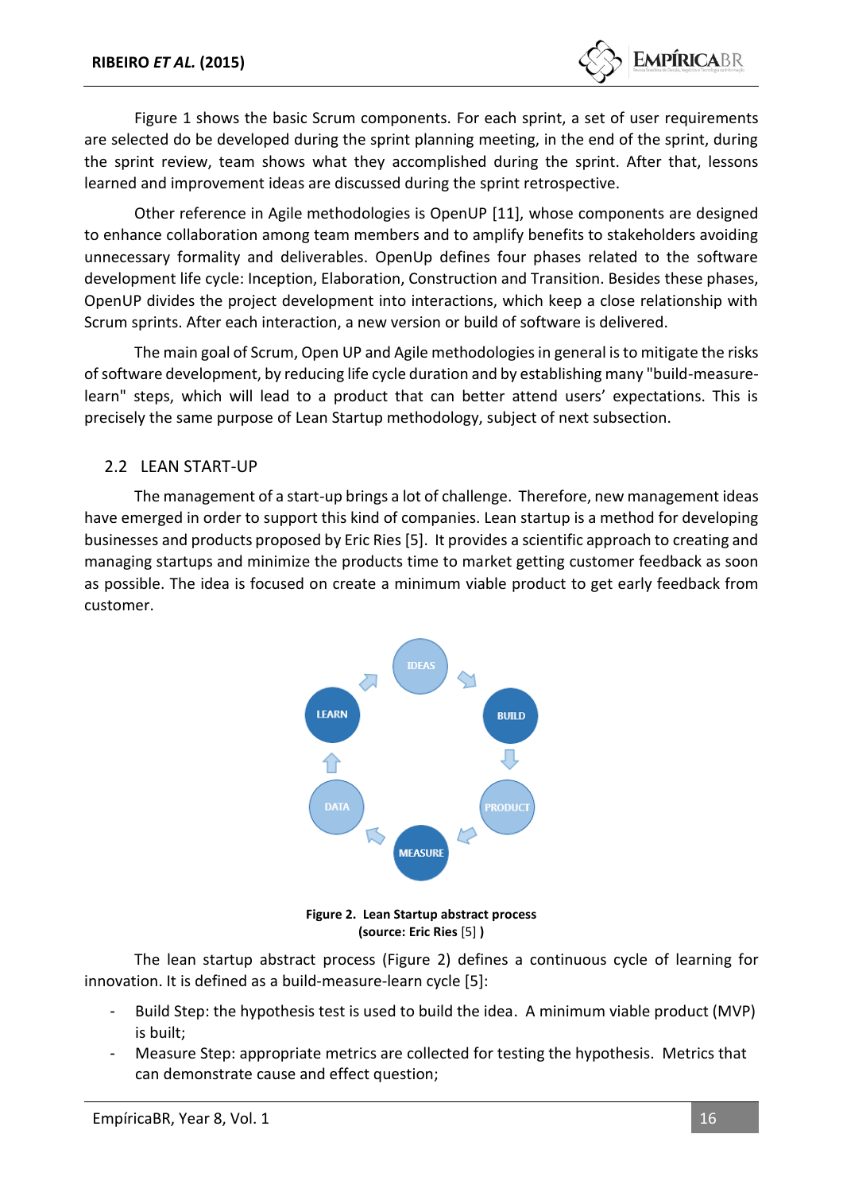Figure 1 shows the basic Scrum components. For each sprint, a set of user requirements are selected do be developed during the sprint planning meeting, in the end of the sprint, during the sprint review, team shows what they accomplished during the sprint. After that, lessons learned and improvement ideas are discussed during the sprint retrospective.

Other reference in Agile methodologies is OpenUP [11], whose components are designed to enhance collaboration among team members and to amplify benefits to stakeholders avoiding unnecessary formality and deliverables. OpenUp defines four phases related to the software development life cycle: Inception, Elaboration, Construction and Transition. Besides these phases, OpenUP divides the project development into interactions, which keep a close relationship with Scrum sprints. After each interaction, a new version or build of software is delivered.

The main goal of Scrum, Open UP and Agile methodologies in general is to mitigate the risks of software development, by reducing life cycle duration and by establishing many "build-measure-learn" steps, which will lead to a product that can better attend users' expectations. This is precisely the same purpose of Lean Startup methodology, subject of next subsection.

## 2.2 LEAN START-UP

The management of a start-up brings a lot of challenge. Therefore, new management ideas have emerged in order to support this kind of companies. Lean startup is a method for developing businesses and products proposed by Eric Ries [5]. It provides a scientific approach to creating and managing startups and minimize the products time to market getting customer feedback as soon as possible. The idea is focused on create a minimum viable product to get early feedback from customer.

IDEAS → BUILD → PRODUCT → MEASURE → DATA → LEARN → IDEAS

**Figure 2. Lean Startup abstract process (source: Eric Ries [5] )**

The lean startup abstract process (Figure 2) defines a continuous cycle of learning for innovation. It is defined as a build-measure-learn cycle [5]:

- Build Step: the hypothesis test is used to build the idea. A minimum viable product (MVP) is built;
- Measure Step: appropriate metrics are collected for testing the hypothesis. Metrics that can demonstrate cause and effect question;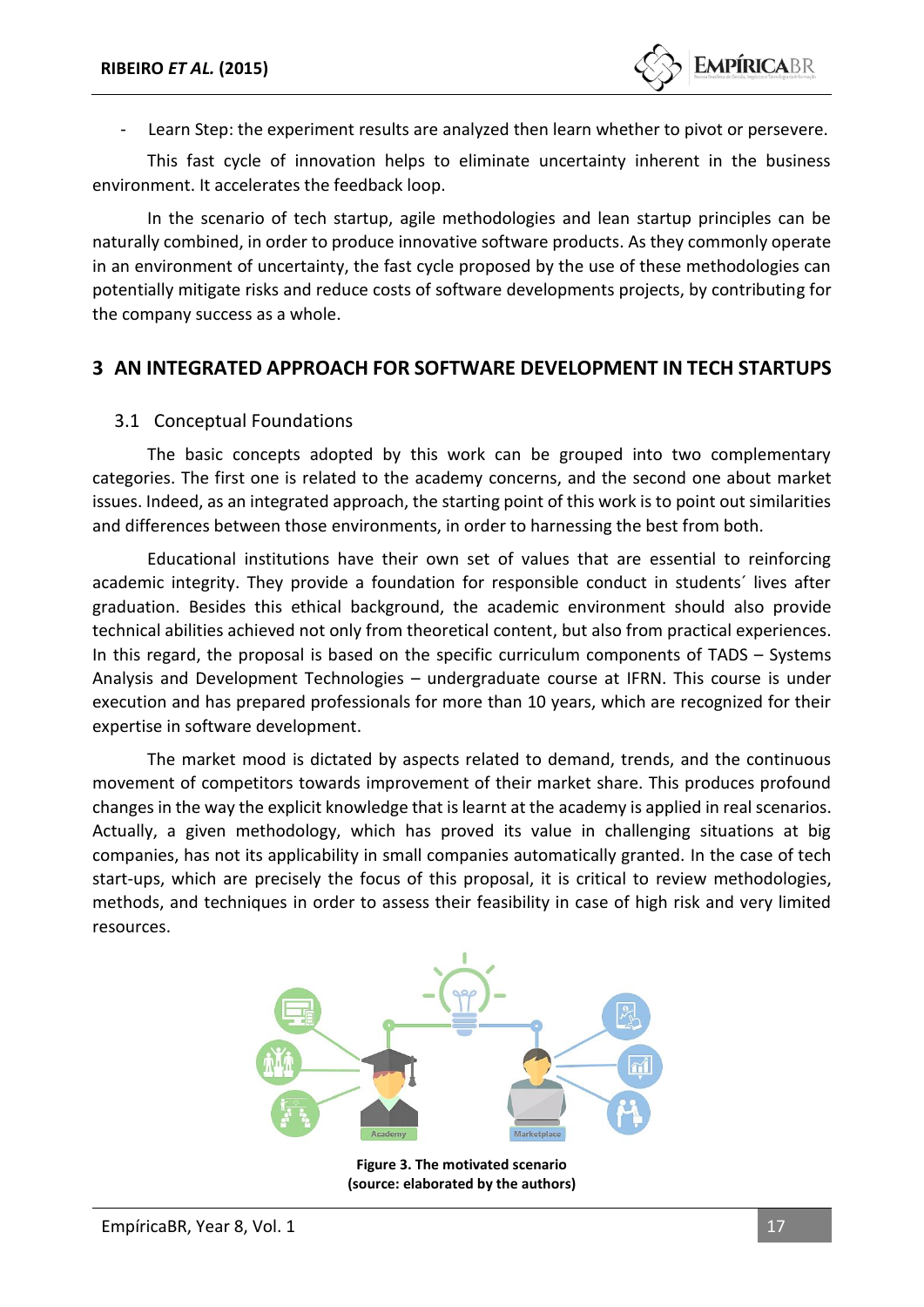- Learn Step: the experiment results are analyzed then learn whether to pivot or persevere.

This fast cycle of innovation helps to eliminate uncertainty inherent in the business environment. It accelerates the feedback loop.

In the scenario of tech startup, agile methodologies and lean startup principles can be naturally combined, in order to produce innovative software products. As they commonly operate in an environment of uncertainty, the fast cycle proposed by the use of these methodologies can potentially mitigate risks and reduce costs of software developments projects, by contributing for the company success as a whole.

# 3 AN INTEGRATED APPROACH FOR SOFTWARE DEVELOPMENT IN TECH STARTUPS

## 3.1 Conceptual Foundations

The basic concepts adopted by this work can be grouped into two complementary categories. The first one is related to the academy concerns, and the second one about market issues. Indeed, as an integrated approach, the starting point of this work is to point out similarities and differences between those environments, in order to harnessing the best from both.

Educational institutions have their own set of values that are essential to reinforcing academic integrity. They provide a foundation for responsible conduct in students´ lives after graduation. Besides this ethical background, the academic environment should also provide technical abilities achieved not only from theoretical content, but also from practical experiences. In this regard, the proposal is based on the specific curriculum components of TADS – Systems Analysis and Development Technologies – undergraduate course at IFRN. This course is under execution and has prepared professionals for more than 10 years, which are recognized for their expertise in software development.

The market mood is dictated by aspects related to demand, trends, and the continuous movement of competitors towards improvement of their market share. This produces profound changes in the way the explicit knowledge that is learnt at the academy is applied in real scenarios. Actually, a given methodology, which has proved its value in challenging situations at big companies, has not its applicability in small companies automatically granted. In the case of tech start-ups, which are precisely the focus of this proposal, it is critical to review methodologies, methods, and techniques in order to assess their feasibility in case of high risk and very limited resources.

**Figure 3. The motivated scenario**
**(source: elaborated by the authors)**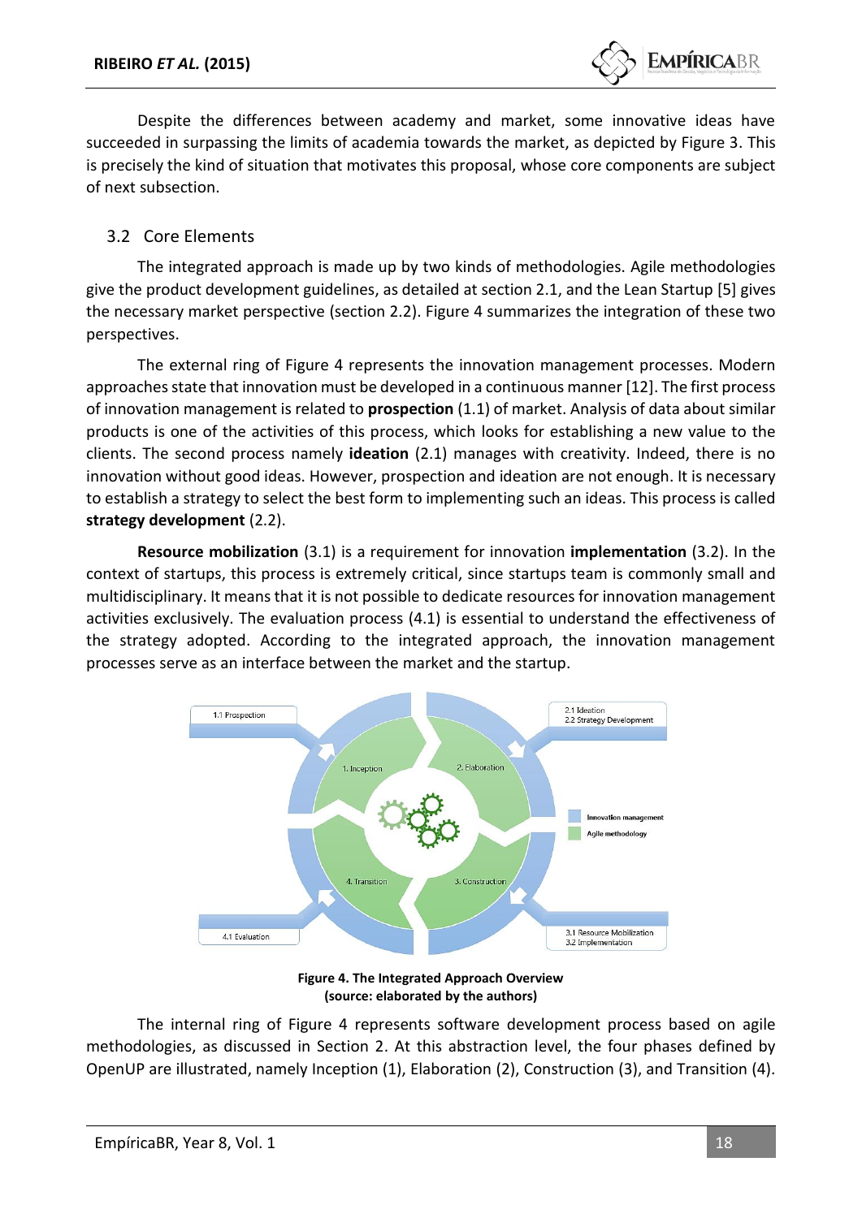Despite the differences between academy and market, some innovative ideas have succeeded in surpassing the limits of academia towards the market, as depicted by Figure 3. This is precisely the kind of situation that motivates this proposal, whose core components are subject of next subsection.

## 3.2 Core Elements

The integrated approach is made up by two kinds of methodologies. Agile methodologies give the product development guidelines, as detailed at section 2.1, and the Lean Startup [5] gives the necessary market perspective (section 2.2). Figure 4 summarizes the integration of these two perspectives.

The external ring of Figure 4 represents the innovation management processes. Modern approaches state that innovation must be developed in a continuous manner [12]. The first process of innovation management is related to **prospection** (1.1) of market. Analysis of data about similar products is one of the activities of this process, which looks for establishing a new value to the clients. The second process namely **ideation** (2.1) manages with creativity. Indeed, there is no innovation without good ideas. However, prospection and ideation are not enough. It is necessary to establish a strategy to select the best form to implementing such an ideas. This process is called **strategy development** (2.2).

**Resource mobilization** (3.1) is a requirement for innovation **implementation** (3.2). In the context of startups, this process is extremely critical, since startups team is commonly small and multidisciplinary. It means that it is not possible to dedicate resources for innovation management activities exclusively. The evaluation process (4.1) is essential to understand the effectiveness of the strategy adopted. According to the integrated approach, the innovation management processes serve as an interface between the market and the startup.

**Figure 4. The Integrated Approach Overview**
**(source: elaborated by the authors)**

The internal ring of Figure 4 represents software development process based on agile methodologies, as discussed in Section 2. At this abstraction level, the four phases defined by OpenUP are illustrated, namely Inception (1), Elaboration (2), Construction (3), and Transition (4).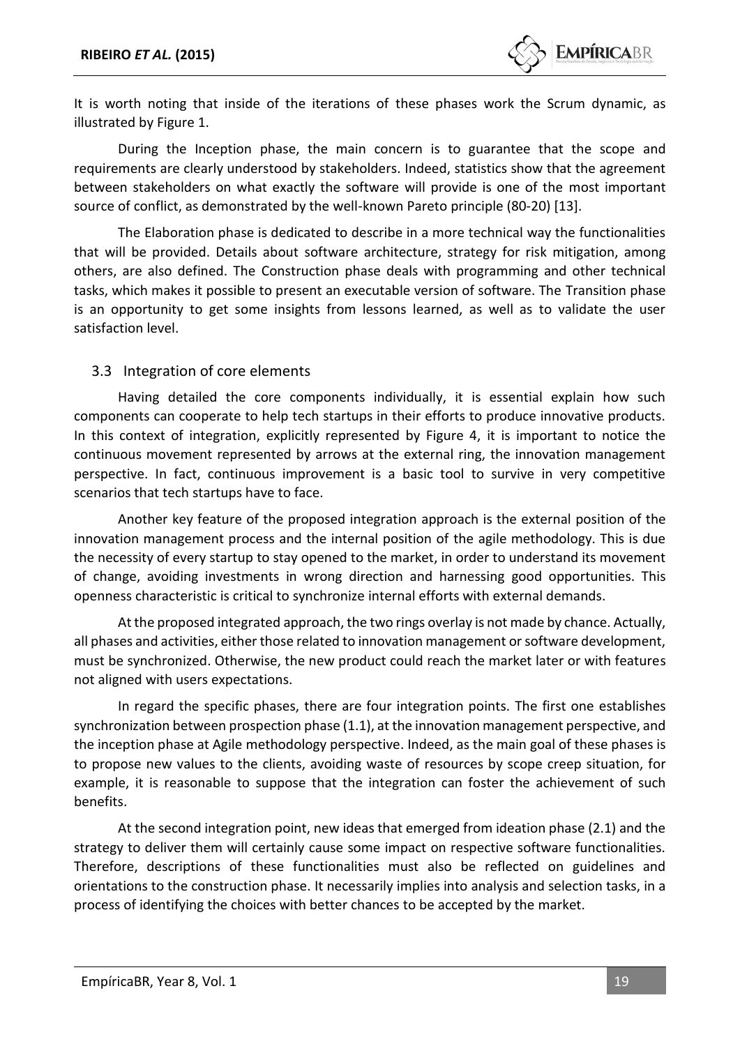It is worth noting that inside of the iterations of these phases work the Scrum dynamic, as illustrated by Figure 1.

During the Inception phase, the main concern is to guarantee that the scope and requirements are clearly understood by stakeholders. Indeed, statistics show that the agreement between stakeholders on what exactly the software will provide is one of the most important source of conflict, as demonstrated by the well-known Pareto principle (80-20) [13].

The Elaboration phase is dedicated to describe in a more technical way the functionalities that will be provided. Details about software architecture, strategy for risk mitigation, among others, are also defined. The Construction phase deals with programming and other technical tasks, which makes it possible to present an executable version of software. The Transition phase is an opportunity to get some insights from lessons learned, as well as to validate the user satisfaction level.

## 3.3 Integration of core elements

Having detailed the core components individually, it is essential explain how such components can cooperate to help tech startups in their efforts to produce innovative products. In this context of integration, explicitly represented by Figure 4, it is important to notice the continuous movement represented by arrows at the external ring, the innovation management perspective. In fact, continuous improvement is a basic tool to survive in very competitive scenarios that tech startups have to face.

Another key feature of the proposed integration approach is the external position of the innovation management process and the internal position of the agile methodology. This is due the necessity of every startup to stay opened to the market, in order to understand its movement of change, avoiding investments in wrong direction and harnessing good opportunities. This openness characteristic is critical to synchronize internal efforts with external demands.

At the proposed integrated approach, the two rings overlay is not made by chance. Actually, all phases and activities, either those related to innovation management or software development, must be synchronized. Otherwise, the new product could reach the market later or with features not aligned with users expectations.

In regard the specific phases, there are four integration points. The first one establishes synchronization between prospection phase (1.1), at the innovation management perspective, and the inception phase at Agile methodology perspective. Indeed, as the main goal of these phases is to propose new values to the clients, avoiding waste of resources by scope creep situation, for example, it is reasonable to suppose that the integration can foster the achievement of such benefits.

At the second integration point, new ideas that emerged from ideation phase (2.1) and the strategy to deliver them will certainly cause some impact on respective software functionalities. Therefore, descriptions of these functionalities must also be reflected on guidelines and orientations to the construction phase. It necessarily implies into analysis and selection tasks, in a process of identifying the choices with better chances to be accepted by the market.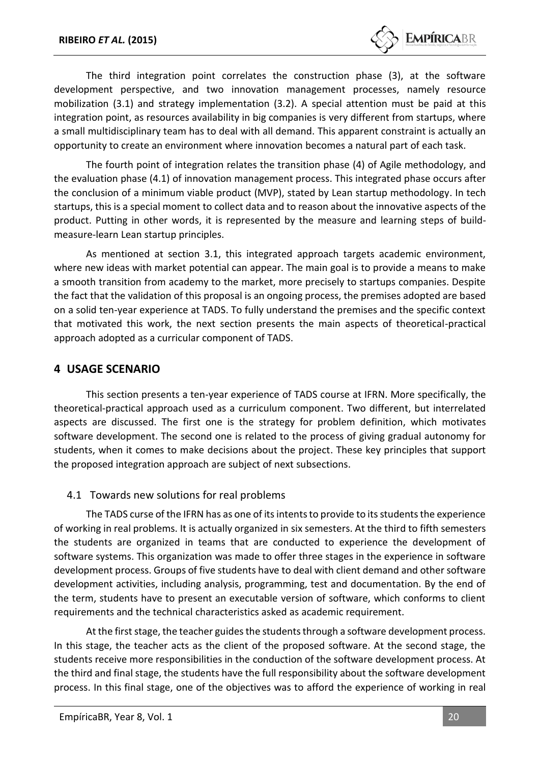The third integration point correlates the construction phase (3), at the software development perspective, and two innovation management processes, namely resource mobilization (3.1) and strategy implementation (3.2). A special attention must be paid at this integration point, as resources availability in big companies is very different from startups, where a small multidisciplinary team has to deal with all demand. This apparent constraint is actually an opportunity to create an environment where innovation becomes a natural part of each task.

The fourth point of integration relates the transition phase (4) of Agile methodology, and the evaluation phase (4.1) of innovation management process. This integrated phase occurs after the conclusion of a minimum viable product (MVP), stated by Lean startup methodology. In tech startups, this is a special moment to collect data and to reason about the innovative aspects of the product. Putting in other words, it is represented by the measure and learning steps of build-measure-learn Lean startup principles.

As mentioned at section 3.1, this integrated approach targets academic environment, where new ideas with market potential can appear. The main goal is to provide a means to make a smooth transition from academy to the market, more precisely to startups companies. Despite the fact that the validation of this proposal is an ongoing process, the premises adopted are based on a solid ten-year experience at TADS. To fully understand the premises and the specific context that motivated this work, the next section presents the main aspects of theoretical-practical approach adopted as a curricular component of TADS.

## 4 USAGE SCENARIO

This section presents a ten-year experience of TADS course at IFRN. More specifically, the theoretical-practical approach used as a curriculum component. Two different, but interrelated aspects are discussed. The first one is the strategy for problem definition, which motivates software development. The second one is related to the process of giving gradual autonomy for students, when it comes to make decisions about the project. These key principles that support the proposed integration approach are subject of next subsections.

### 4.1 Towards new solutions for real problems

The TADS curse of the IFRN has as one of its intents to provide to its students the experience of working in real problems. It is actually organized in six semesters. At the third to fifth semesters the students are organized in teams that are conducted to experience the development of software systems. This organization was made to offer three stages in the experience in software development process. Groups of five students have to deal with client demand and other software development activities, including analysis, programming, test and documentation. By the end of the term, students have to present an executable version of software, which conforms to client requirements and the technical characteristics asked as academic requirement.

At the first stage, the teacher guides the students through a software development process. In this stage, the teacher acts as the client of the proposed software. At the second stage, the students receive more responsibilities in the conduction of the software development process. At the third and final stage, the students have the full responsibility about the software development process. In this final stage, one of the objectives was to afford the experience of working in real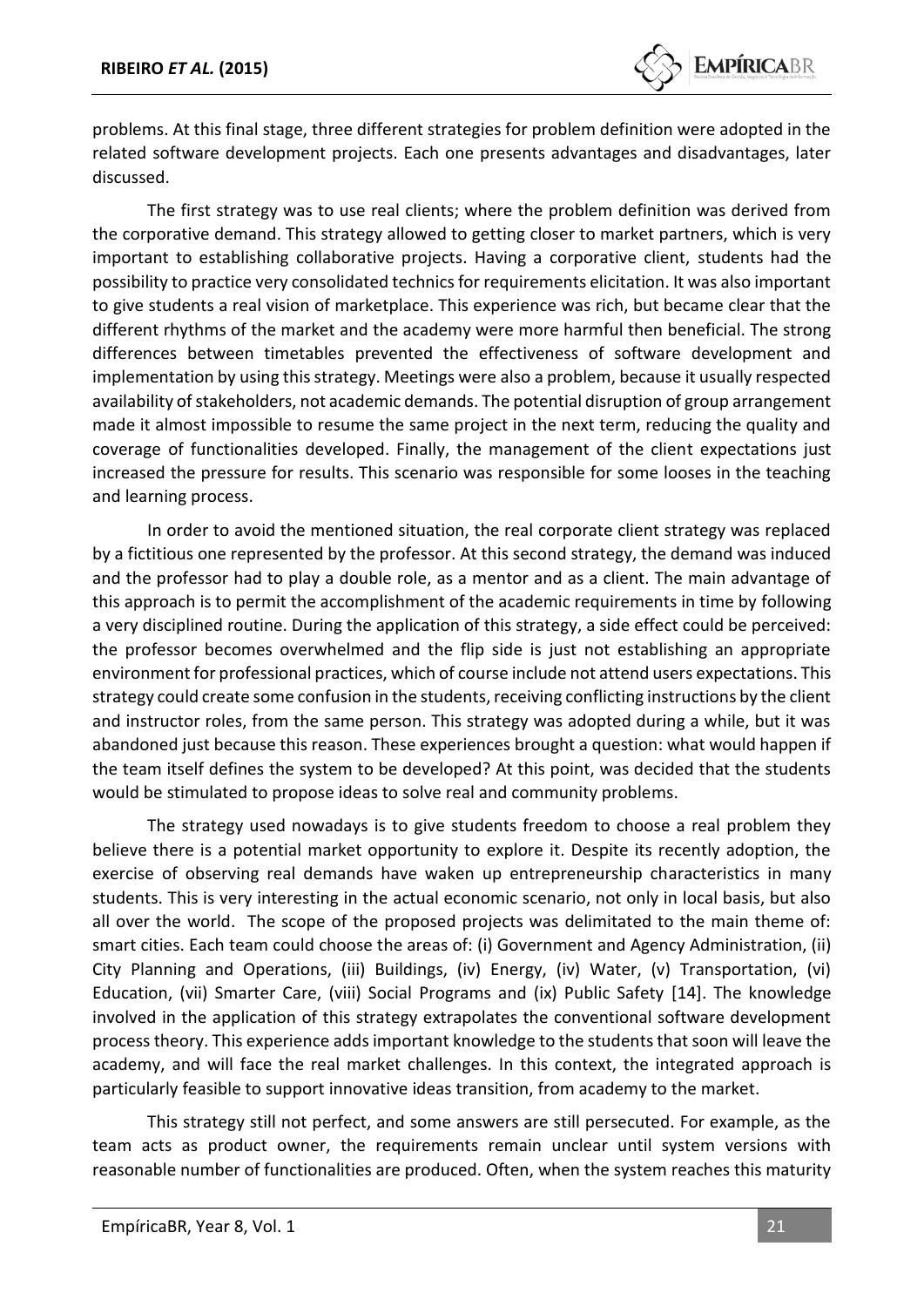problems. At this final stage, three different strategies for problem definition were adopted in the related software development projects. Each one presents advantages and disadvantages, later discussed.

The first strategy was to use real clients; where the problem definition was derived from the corporative demand. This strategy allowed to getting closer to market partners, which is very important to establishing collaborative projects. Having a corporative client, students had the possibility to practice very consolidated technics for requirements elicitation. It was also important to give students a real vision of marketplace. This experience was rich, but became clear that the different rhythms of the market and the academy were more harmful then beneficial. The strong differences between timetables prevented the effectiveness of software development and implementation by using this strategy. Meetings were also a problem, because it usually respected availability of stakeholders, not academic demands. The potential disruption of group arrangement made it almost impossible to resume the same project in the next term, reducing the quality and coverage of functionalities developed. Finally, the management of the client expectations just increased the pressure for results. This scenario was responsible for some looses in the teaching and learning process.

In order to avoid the mentioned situation, the real corporate client strategy was replaced by a fictitious one represented by the professor. At this second strategy, the demand was induced and the professor had to play a double role, as a mentor and as a client. The main advantage of this approach is to permit the accomplishment of the academic requirements in time by following a very disciplined routine. During the application of this strategy, a side effect could be perceived: the professor becomes overwhelmed and the flip side is just not establishing an appropriate environment for professional practices, which of course include not attend users expectations. This strategy could create some confusion in the students, receiving conflicting instructions by the client and instructor roles, from the same person. This strategy was adopted during a while, but it was abandoned just because this reason. These experiences brought a question: what would happen if the team itself defines the system to be developed? At this point, was decided that the students would be stimulated to propose ideas to solve real and community problems.

The strategy used nowadays is to give students freedom to choose a real problem they believe there is a potential market opportunity to explore it. Despite its recently adoption, the exercise of observing real demands have waken up entrepreneurship characteristics in many students. This is very interesting in the actual economic scenario, not only in local basis, but also all over the world. The scope of the proposed projects was delimitated to the main theme of: smart cities. Each team could choose the areas of: (i) Government and Agency Administration, (ii) City Planning and Operations, (iii) Buildings, (iv) Energy, (iv) Water, (v) Transportation, (vi) Education, (vii) Smarter Care, (viii) Social Programs and (ix) Public Safety [14]. The knowledge involved in the application of this strategy extrapolates the conventional software development process theory. This experience adds important knowledge to the students that soon will leave the academy, and will face the real market challenges. In this context, the integrated approach is particularly feasible to support innovative ideas transition, from academy to the market.

This strategy still not perfect, and some answers are still persecuted. For example, as the team acts as product owner, the requirements remain unclear until system versions with reasonable number of functionalities are produced. Often, when the system reaches this maturity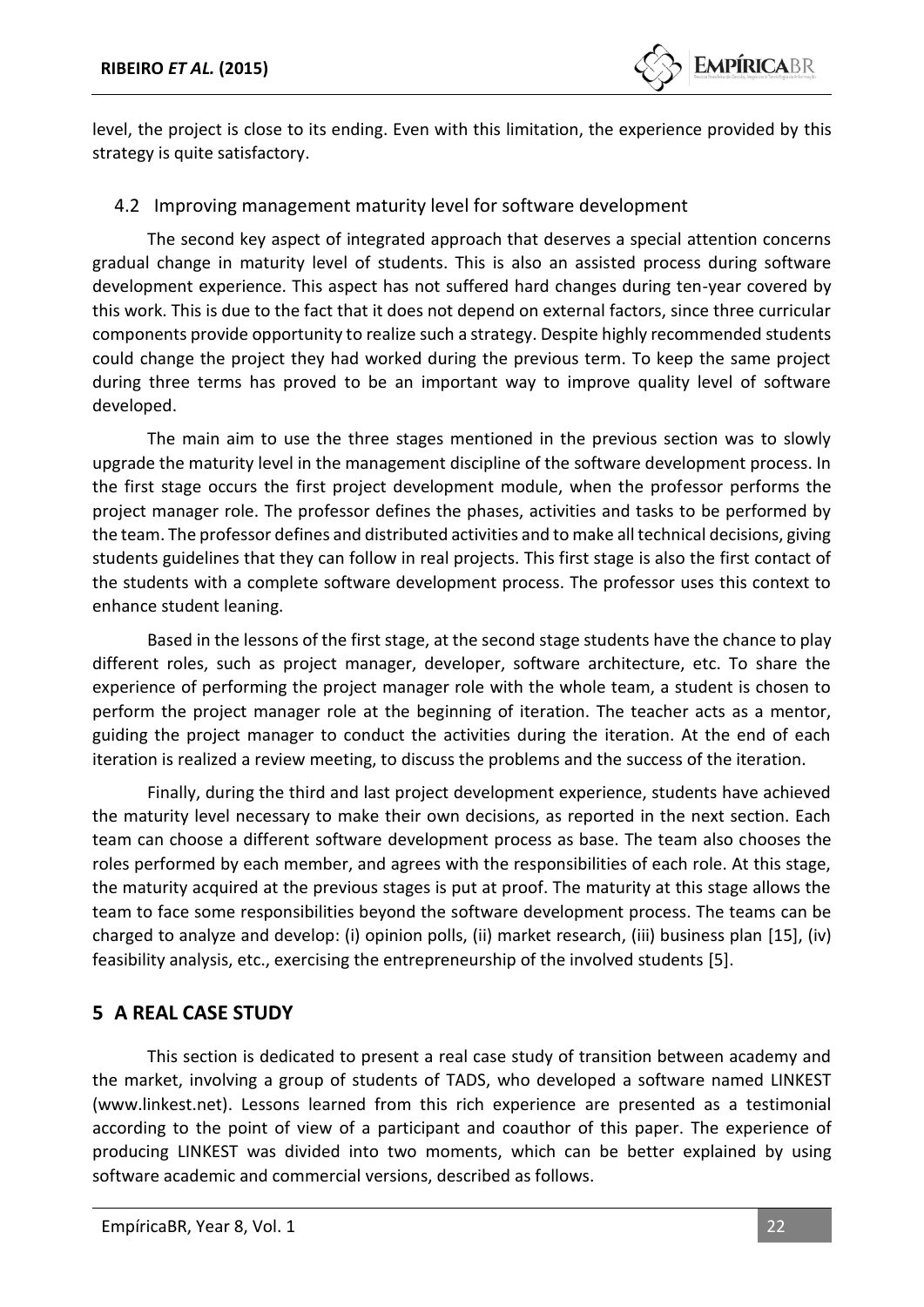level, the project is close to its ending. Even with this limitation, the experience provided by this strategy is quite satisfactory.

### 4.2 Improving management maturity level for software development

The second key aspect of integrated approach that deserves a special attention concerns gradual change in maturity level of students. This is also an assisted process during software development experience. This aspect has not suffered hard changes during ten-year covered by this work. This is due to the fact that it does not depend on external factors, since three curricular components provide opportunity to realize such a strategy. Despite highly recommended students could change the project they had worked during the previous term. To keep the same project during three terms has proved to be an important way to improve quality level of software developed.

The main aim to use the three stages mentioned in the previous section was to slowly upgrade the maturity level in the management discipline of the software development process. In the first stage occurs the first project development module, when the professor performs the project manager role. The professor defines the phases, activities and tasks to be performed by the team. The professor defines and distributed activities and to make all technical decisions, giving students guidelines that they can follow in real projects. This first stage is also the first contact of the students with a complete software development process. The professor uses this context to enhance student leaning.

Based in the lessons of the first stage, at the second stage students have the chance to play different roles, such as project manager, developer, software architecture, etc. To share the experience of performing the project manager role with the whole team, a student is chosen to perform the project manager role at the beginning of iteration. The teacher acts as a mentor, guiding the project manager to conduct the activities during the iteration. At the end of each iteration is realized a review meeting, to discuss the problems and the success of the iteration.

Finally, during the third and last project development experience, students have achieved the maturity level necessary to make their own decisions, as reported in the next section. Each team can choose a different software development process as base. The team also chooses the roles performed by each member, and agrees with the responsibilities of each role. At this stage, the maturity acquired at the previous stages is put at proof. The maturity at this stage allows the team to face some responsibilities beyond the software development process. The teams can be charged to analyze and develop: (i) opinion polls, (ii) market research, (iii) business plan [15], (iv) feasibility analysis, etc., exercising the entrepreneurship of the involved students [5].

## 5 A REAL CASE STUDY

This section is dedicated to present a real case study of transition between academy and the market, involving a group of students of TADS, who developed a software named LINKEST (www.linkest.net). Lessons learned from this rich experience are presented as a testimonial according to the point of view of a participant and coauthor of this paper. The experience of producing LINKEST was divided into two moments, which can be better explained by using software academic and commercial versions, described as follows.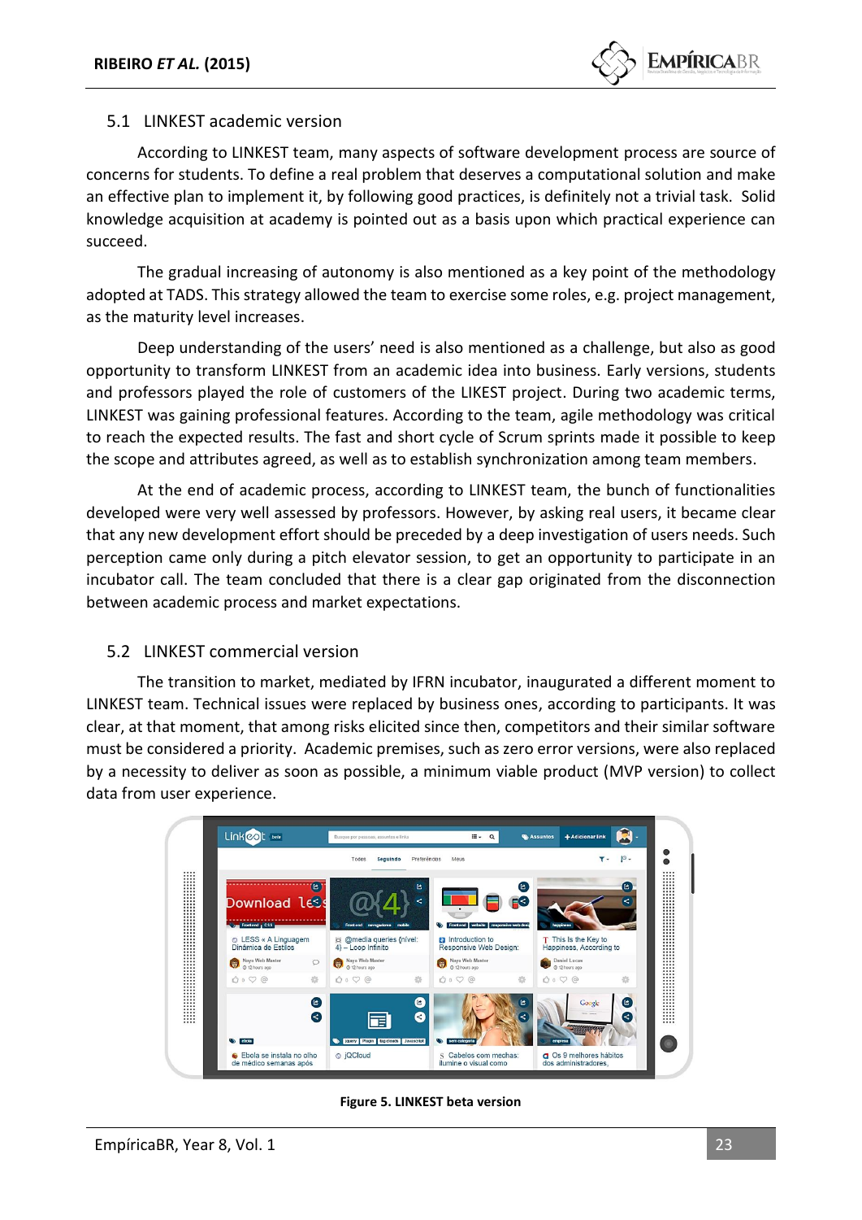## 5.1 LINKEST academic version

According to LINKEST team, many aspects of software development process are source of concerns for students. To define a real problem that deserves a computational solution and make an effective plan to implement it, by following good practices, is definitely not a trivial task. Solid knowledge acquisition at academy is pointed out as a basis upon which practical experience can succeed.

The gradual increasing of autonomy is also mentioned as a key point of the methodology adopted at TADS. This strategy allowed the team to exercise some roles, e.g. project management, as the maturity level increases.

Deep understanding of the users' need is also mentioned as a challenge, but also as good opportunity to transform LINKEST from an academic idea into business. Early versions, students and professors played the role of customers of the LIKEST project. During two academic terms, LINKEST was gaining professional features. According to the team, agile methodology was critical to reach the expected results. The fast and short cycle of Scrum sprints made it possible to keep the scope and attributes agreed, as well as to establish synchronization among team members.

At the end of academic process, according to LINKEST team, the bunch of functionalities developed were very well assessed by professors. However, by asking real users, it became clear that any new development effort should be preceded by a deep investigation of users needs. Such perception came only during a pitch elevator session, to get an opportunity to participate in an incubator call. The team concluded that there is a clear gap originated from the disconnection between academic process and market expectations.

## 5.2 LINKEST commercial version

The transition to market, mediated by IFRN incubator, inaugurated a different moment to LINKEST team. Technical issues were replaced by business ones, according to participants. It was clear, at that moment, that among risks elicited since then, competitors and their similar software must be considered a priority. Academic premises, such as zero error versions, were also replaced by a necessity to deliver as soon as possible, a minimum viable product (MVP version) to collect data from user experience.

**Figure 5. LINKEST beta version**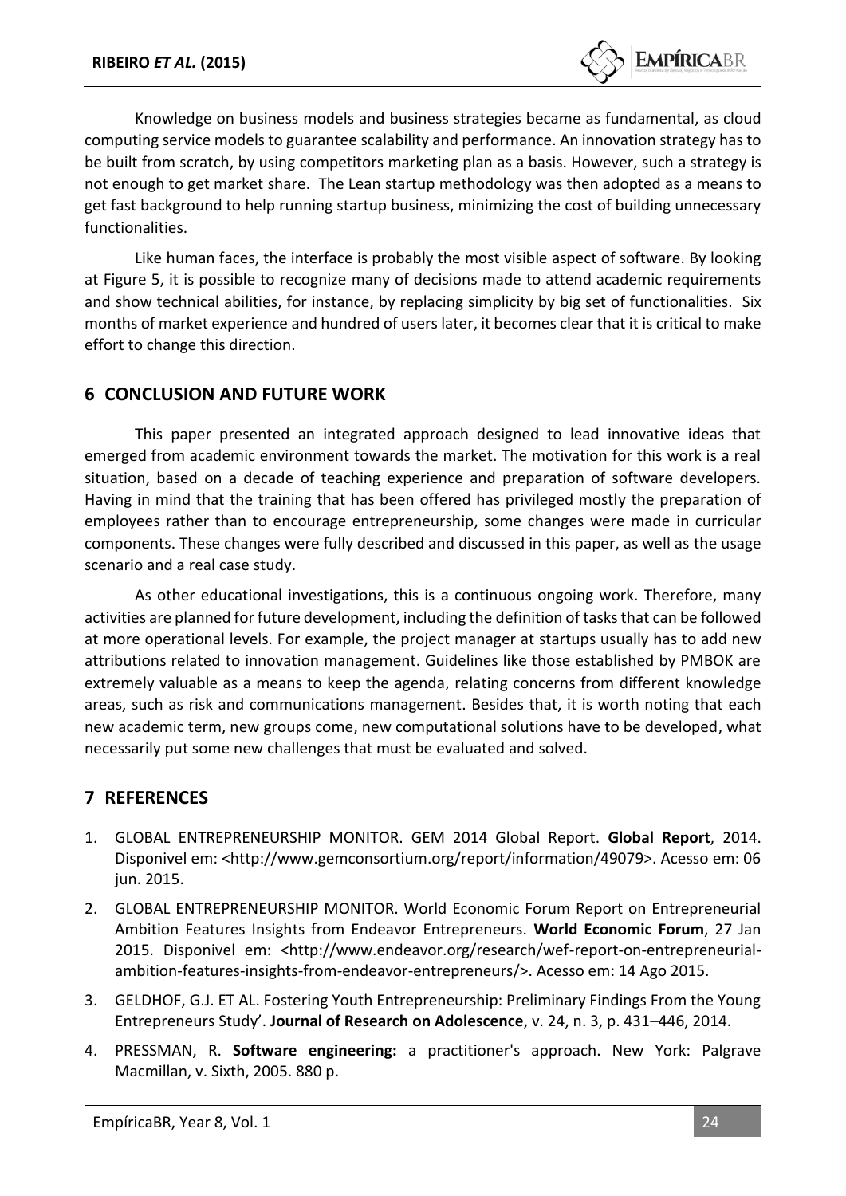Knowledge on business models and business strategies became as fundamental, as cloud computing service models to guarantee scalability and performance. An innovation strategy has to be built from scratch, by using competitors marketing plan as a basis. However, such a strategy is not enough to get market share. The Lean startup methodology was then adopted as a means to get fast background to help running startup business, minimizing the cost of building unnecessary functionalities.

Like human faces, the interface is probably the most visible aspect of software. By looking at Figure 5, it is possible to recognize many of decisions made to attend academic requirements and show technical abilities, for instance, by replacing simplicity by big set of functionalities. Six months of market experience and hundred of users later, it becomes clear that it is critical to make effort to change this direction.

## 6 CONCLUSION AND FUTURE WORK

This paper presented an integrated approach designed to lead innovative ideas that emerged from academic environment towards the market. The motivation for this work is a real situation, based on a decade of teaching experience and preparation of software developers. Having in mind that the training that has been offered has privileged mostly the preparation of employees rather than to encourage entrepreneurship, some changes were made in curricular components. These changes were fully described and discussed in this paper, as well as the usage scenario and a real case study.

As other educational investigations, this is a continuous ongoing work. Therefore, many activities are planned for future development, including the definition of tasks that can be followed at more operational levels. For example, the project manager at startups usually has to add new attributions related to innovation management. Guidelines like those established by PMBOK are extremely valuable as a means to keep the agenda, relating concerns from different knowledge areas, such as risk and communications management. Besides that, it is worth noting that each new academic term, new groups come, new computational solutions have to be developed, what necessarily put some new challenges that must be evaluated and solved.

## 7 REFERENCES

1. GLOBAL ENTREPRENEURSHIP MONITOR. GEM 2014 Global Report. **Global Report**, 2014. Disponivel em: <http://www.gemconsortium.org/report/information/49079>. Acesso em: 06 jun. 2015.
2. GLOBAL ENTREPRENEURSHIP MONITOR. World Economic Forum Report on Entrepreneurial Ambition Features Insights from Endeavor Entrepreneurs. **World Economic Forum**, 27 Jan 2015. Disponivel em: <http://www.endeavor.org/research/wef-report-on-entrepreneurial-ambition-features-insights-from-endeavor-entrepreneurs/>. Acesso em: 14 Ago 2015.
3. GELDHOF, G.J. ET AL. Fostering Youth Entrepreneurship: Preliminary Findings From the Young Entrepreneurs Study'. **Journal of Research on Adolescence**, v. 24, n. 3, p. 431–446, 2014.
4. PRESSMAN, R. **Software engineering:** a practitioner's approach. New York: Palgrave Macmillan, v. Sixth, 2005. 880 p.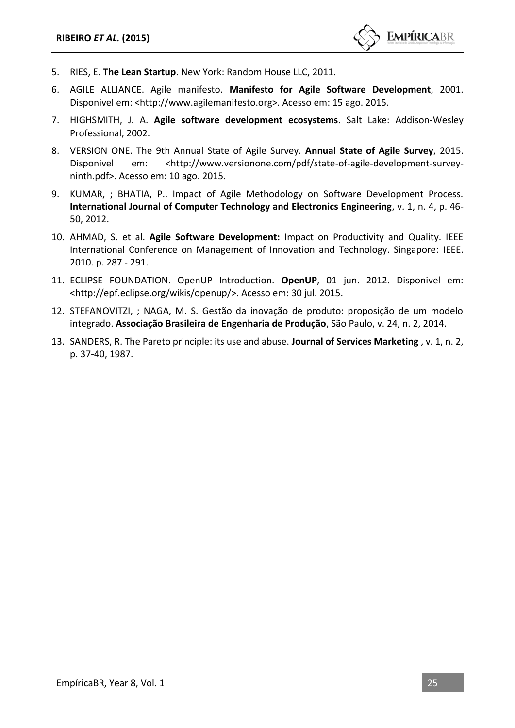5. RIES, E. **The Lean Startup**. New York: Random House LLC, 2011.
6. AGILE ALLIANCE. Agile manifesto. **Manifesto for Agile Software Development**, 2001. Disponivel em: <http://www.agilemanifesto.org>. Acesso em: 15 ago. 2015.
7. HIGHSMITH, J. A. **Agile software development ecosystems**. Salt Lake: Addison-Wesley Professional, 2002.
8. VERSION ONE. The 9th Annual State of Agile Survey. **Annual State of Agile Survey**, 2015. Disponivel em: <http://www.versionone.com/pdf/state-of-agile-development-survey-ninth.pdf>. Acesso em: 10 ago. 2015.
9. KUMAR, ; BHATIA, P.. Impact of Agile Methodology on Software Development Process. **International Journal of Computer Technology and Electronics Engineering**, v. 1, n. 4, p. 46-50, 2012.
10. AHMAD, S. et al. **Agile Software Development:** Impact on Productivity and Quality. IEEE International Conference on Management of Innovation and Technology. Singapore: IEEE. 2010. p. 287 - 291.
11. ECLIPSE FOUNDATION. OpenUP Introduction. **OpenUP**, 01 jun. 2012. Disponivel em: <http://epf.eclipse.org/wikis/openup/>. Acesso em: 30 jul. 2015.
12. STEFANOVITZI, ; NAGA, M. S. Gestão da inovação de produto: proposição de um modelo integrado. **Associação Brasileira de Engenharia de Produção**, São Paulo, v. 24, n. 2, 2014.
13. SANDERS, R. The Pareto principle: its use and abuse. **Journal of Services Marketing** , v. 1, n. 2, p. 37-40, 1987.